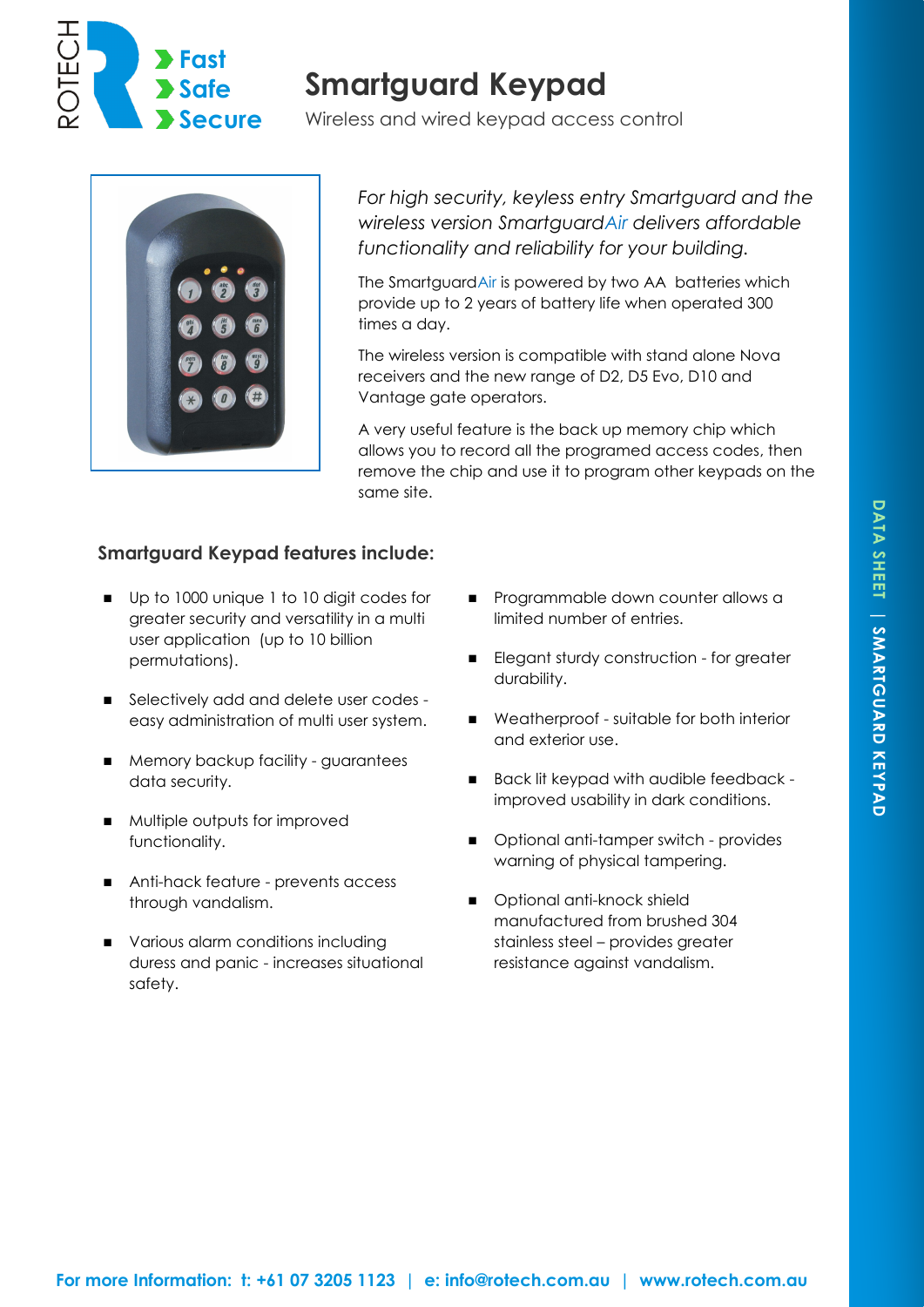# Smartguard Keypad

Wireless and wired keypad access control

*For high security, keyless entry Smartguard and the wireless version SmartguardAir delivers affordable functionality and reliability for your building.*

The SmartguardAir is powered by two AA batteries which provide up to 2 years of battery life when operated 300 times a day.

The wireless version is compatible with stand alone Nova receivers and the new range of D2, D5 Evo, D10 and Vantage gate operators.

A very useful feature is the back up memory chip which allows you to record all the programed access codes, then remove the chip and use it to program other keypads on the same site.

## Smartguard Keypad features include:

- Up to 1000 unique 1 to 10 digit codes for greater security and versatility in a multi user application (up to 10 billion permutations).
- Selectively add and delete user codes - easy administration of multi user system.
- Memory backup facility - guarantees data security.
- Multiple outputs for improved functionality.
- Anti-hack feature - prevents access through vandalism.
- Various alarm conditions including duress and panic - increases situational safety.
- Programmable down counter allows a limited number of entries.
- Elegant sturdy construction - for greater durability.
- Weatherproof - suitable for both interior and exterior use.
- Back lit keypad with audible feedback - improved usability in dark conditions.
- Optional anti-tamper switch - provides warning of physical tampering.
- Optional anti-knock shield manufactured from brushed 304 stainless steel – provides greater resistance against vandalism.

**For more Information: t: +61 07 3205 1123 | e: info@rotech.com.au | www.rotech.com.au**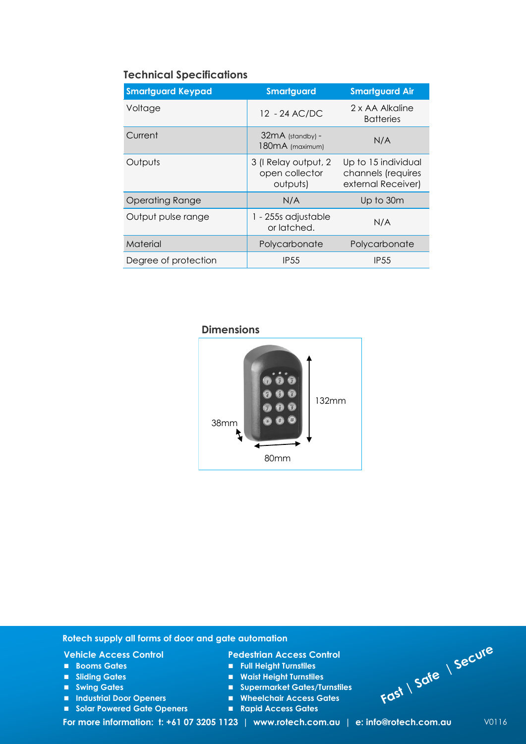## Technical Specifications

| Smartguard Keypad | Smartguard | Smartguard Air |
|---|---|---|
| Voltage | 12 - 24 AC/DC | 2 x AA Alkaline Batteries |
| Current | 32mA (standby) - 180mA (maximum) | N/A |
| Outputs | 3 (I Relay output, 2 open collector outputs) | Up to 15 individual channels (requires external Receiver) |
| Operating Range | N/A | Up to 30m |
| Output pulse range | 1 - 255s adjustable or latched. | N/A |
| Material | Polycarbonate | Polycarbonate |
| Degree of protection | IP55 | IP55 |

## Dimensions

38mm

132mm

80mm

**Rotech supply all forms of door and gate automation**

**Vehicle Access Control**

- Booms Gates
- Sliding Gates
- Swing Gates
- Industrial Door Openers
- Solar Powered Gate Openers

**Pedestrian Access Control**

- Full Height Turnstiles
- Waist Height Turnstiles
- Supermarket Gates/Turnstiles
- Wheelchair Access Gates
- Rapid Access Gates

Fast | Safe | Secure

**For more information: t: +61 07 3205 1123 | www.rotech.com.au | e: info@rotech.com.au**

V0116